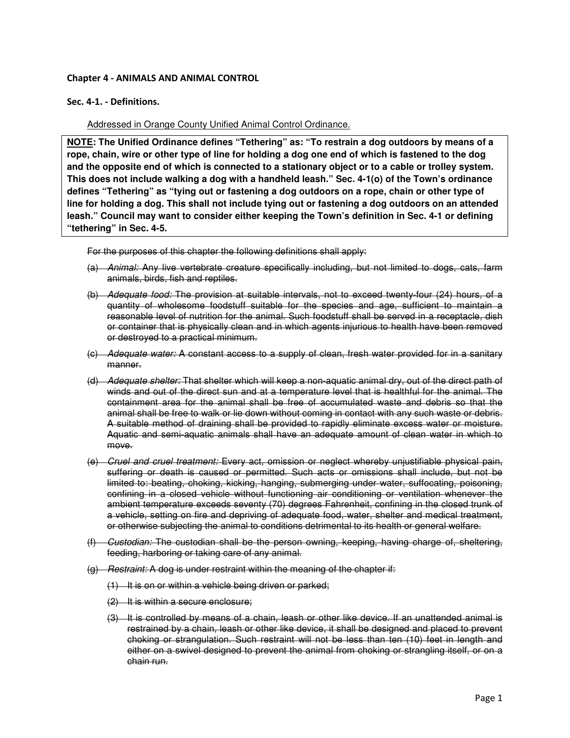**Chapter 4 - ANIMALS AND ANIMAL CONTROL**

**Sec. 4-1. - Definitions.**

<u>Addressed in Orange County Unified Animal Control Ordinance.</u>

> **<u>NOTE</u>: The Unified Ordinance defines "Tethering" as: "To restrain a dog outdoors by means of a rope, chain, wire or other type of line for holding a dog one end of which is fastened to the dog and the opposite end of which is connected to a stationary object or to a cable or trolley system. This does not include walking a dog with a handheld leash." Sec. 4-1(o) of the Town's ordinance defines "Tethering" as "tying out or fastening a dog outdoors on a rope, chain or other type of line for holding a dog. This shall not include tying out or fastening a dog outdoors on an attended leash." Council may want to consider either keeping the Town's definition in Sec. 4-1 or defining "tethering" in Sec. 4-5.**

~~For the purposes of this chapter the following definitions shall apply:~~

~~(a) *Animal:* Any live vertebrate creature specifically including, but not limited to dogs, cats, farm animals, birds, fish and reptiles.~~

~~(b) *Adequate food:* The provision at suitable intervals, not to exceed twenty-four (24) hours, of a quantity of wholesome foodstuff suitable for the species and age, sufficient to maintain a reasonable level of nutrition for the animal. Such foodstuff shall be served in a receptacle, dish or container that is physically clean and in which agents injurious to health have been removed or destroyed to a practical minimum.~~

~~(c) *Adequate water:* A constant access to a supply of clean, fresh water provided for in a sanitary manner.~~

~~(d) *Adequate shelter:* That shelter which will keep a non-aquatic animal dry, out of the direct path of winds and out of the direct sun and at a temperature level that is healthful for the animal. The containment area for the animal shall be free of accumulated waste and debris so that the animal shall be free to walk or lie down without coming in contact with any such waste or debris. A suitable method of draining shall be provided to rapidly eliminate excess water or moisture. Aquatic and semi-aquatic animals shall have an adequate amount of clean water in which to move.~~

~~(e) *Cruel and cruel treatment:* Every act, omission or neglect whereby unjustifiable physical pain, suffering or death is caused or permitted. Such acts or omissions shall include, but not be limited to: beating, choking, kicking, hanging, submerging under water, suffocating, poisoning, confining in a closed vehicle without functioning air conditioning or ventilation whenever the ambient temperature exceeds seventy (70) degrees Fahrenheit, confining in the closed trunk of a vehicle, setting on fire and depriving of adequate food, water, shelter and medical treatment, or otherwise subjecting the animal to conditions detrimental to its health or general welfare.~~

~~(f) *Custodian:* The custodian shall be the person owning, keeping, having charge of, sheltering, feeding, harboring or taking care of any animal.~~

~~(g) *Restraint:* A dog is under restraint within the meaning of the chapter if:~~

~~(1) It is on or within a vehicle being driven or parked;~~

~~(2) It is within a secure enclosure;~~

~~(3) It is controlled by means of a chain, leash or other like device. If an unattended animal is restrained by a chain, leash or other like device, it shall be designed and placed to prevent choking or strangulation. Such restraint will not be less than ten (10) feet in length and either on a swivel designed to prevent the animal from choking or strangling itself, or on a chain run.~~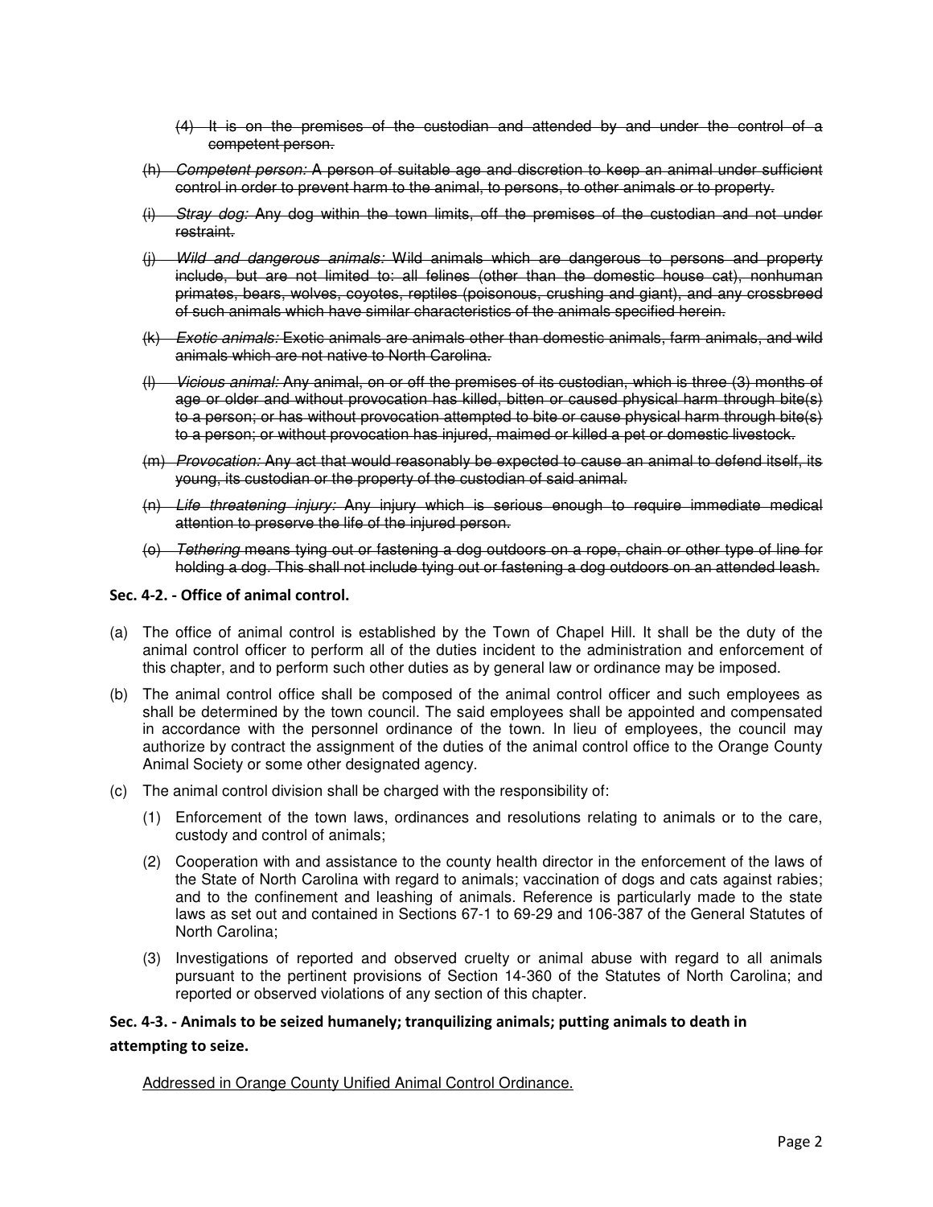~~(4) It is on the premises of the custodian and attended by and under the control of a competent person.~~

~~(h) *Competent person:* A person of suitable age and discretion to keep an animal under sufficient control in order to prevent harm to the animal, to persons, to other animals or to property.~~

~~(i) *Stray dog:* Any dog within the town limits, off the premises of the custodian and not under restraint.~~

~~(j) *Wild and dangerous animals:* Wild animals which are dangerous to persons and property include, but are not limited to: all felines (other than the domestic house cat), nonhuman primates, bears, wolves, coyotes, reptiles (poisonous, crushing and giant), and any crossbreed of such animals which have similar characteristics of the animals specified herein.~~

~~(k) *Exotic animals:* Exotic animals are animals other than domestic animals, farm animals, and wild animals which are not native to North Carolina.~~

~~(l) *Vicious animal:* Any animal, on or off the premises of its custodian, which is three (3) months of age or older and without provocation has killed, bitten or caused physical harm through bite(s) to a person; or has without provocation attempted to bite or cause physical harm through bite(s) to a person; or without provocation has injured, maimed or killed a pet or domestic livestock.~~

~~(m) *Provocation:* Any act that would reasonably be expected to cause an animal to defend itself, its young, its custodian or the property of the custodian of said animal.~~

~~(n) *Life threatening injury:* Any injury which is serious enough to require immediate medical attention to preserve the life of the injured person.~~

~~(o) *Tethering* means tying out or fastening a dog outdoors on a rope, chain or other type of line for holding a dog. This shall not include tying out or fastening a dog outdoors on an attended leash.~~

**Sec. 4-2. - Office of animal control.**

(a) The office of animal control is established by the Town of Chapel Hill. It shall be the duty of the animal control officer to perform all of the duties incident to the administration and enforcement of this chapter, and to perform such other duties as by general law or ordinance may be imposed.

(b) The animal control office shall be composed of the animal control officer and such employees as shall be determined by the town council. The said employees shall be appointed and compensated in accordance with the personnel ordinance of the town. In lieu of employees, the council may authorize by contract the assignment of the duties of the animal control office to the Orange County Animal Society or some other designated agency.

(c) The animal control division shall be charged with the responsibility of:

(1) Enforcement of the town laws, ordinances and resolutions relating to animals or to the care, custody and control of animals;

(2) Cooperation with and assistance to the county health director in the enforcement of the laws of the State of North Carolina with regard to animals; vaccination of dogs and cats against rabies; and to the confinement and leashing of animals. Reference is particularly made to the state laws as set out and contained in Sections 67-1 to 69-29 and 106-387 of the General Statutes of North Carolina;

(3) Investigations of reported and observed cruelty or animal abuse with regard to all animals pursuant to the pertinent provisions of Section 14-360 of the Statutes of North Carolina; and reported or observed violations of any section of this chapter.

**Sec. 4-3. - Animals to be seized humanely; tranquilizing animals; putting animals to death in attempting to seize.**

<u>Addressed in Orange County Unified Animal Control Ordinance.</u>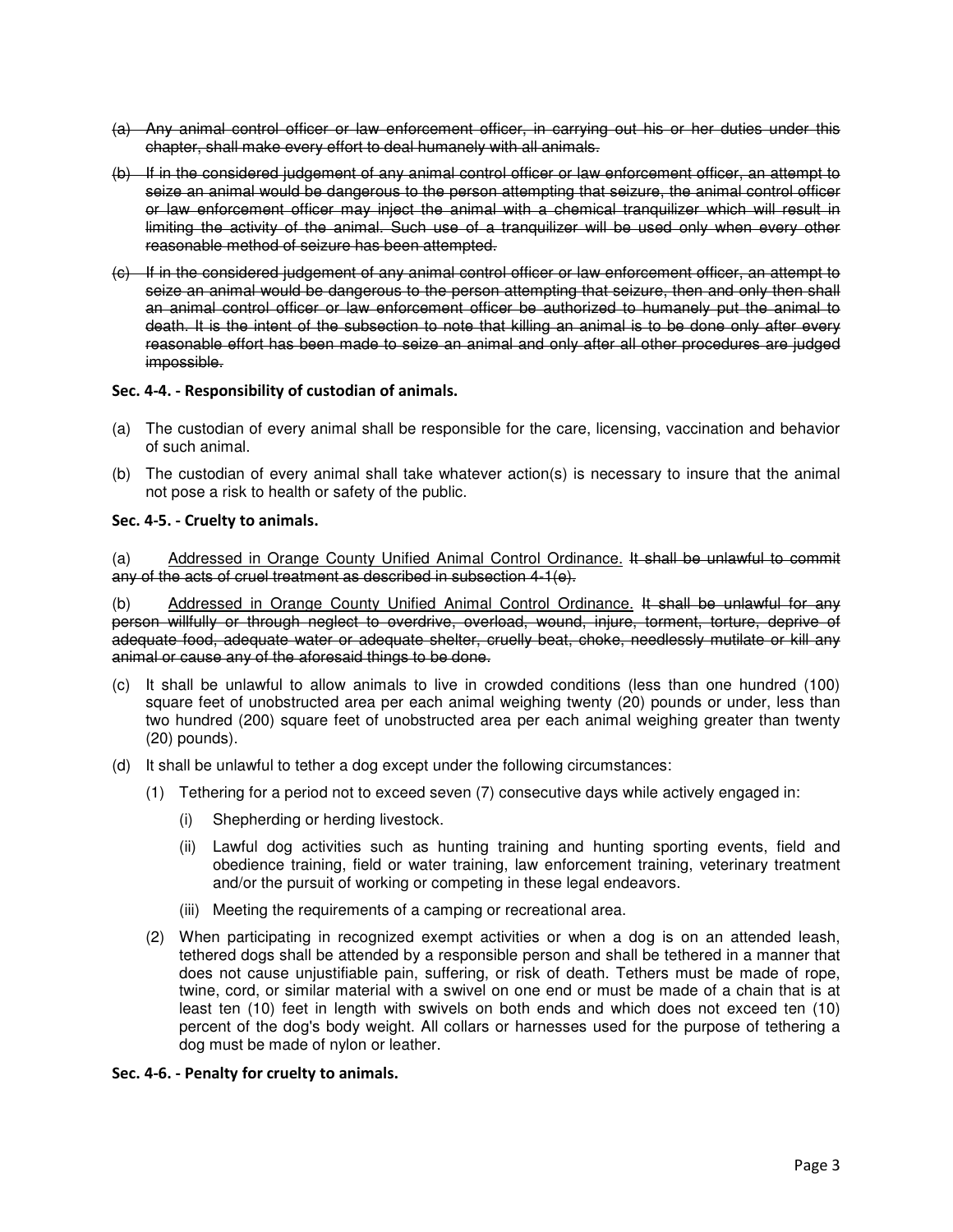~~(a) Any animal control officer or law enforcement officer, in carrying out his or her duties under this chapter, shall make every effort to deal humanely with all animals.~~

~~(b) If in the considered judgement of any animal control officer or law enforcement officer, an attempt to seize an animal would be dangerous to the person attempting that seizure, the animal control officer or law enforcement officer may inject the animal with a chemical tranquilizer which will result in limiting the activity of the animal. Such use of a tranquilizer will be used only when every other reasonable method of seizure has been attempted.~~

~~(c) If in the considered judgement of any animal control officer or law enforcement officer, an attempt to seize an animal would be dangerous to the person attempting that seizure, then and only then shall an animal control officer or law enforcement officer be authorized to humanely put the animal to death. It is the intent of the subsection to note that killing an animal is to be done only after every reasonable effort has been made to seize an animal and only after all other procedures are judged impossible.~~

**Sec. 4-4. - Responsibility of custodian of animals.**

(a) The custodian of every animal shall be responsible for the care, licensing, vaccination and behavior of such animal.

(b) The custodian of every animal shall take whatever action(s) is necessary to insure that the animal not pose a risk to health or safety of the public.

**Sec. 4-5. - Cruelty to animals.**

(a) <u>Addressed in Orange County Unified Animal Control Ordinance.</u> ~~It shall be unlawful to commit any of the acts of cruel treatment as described in subsection 4-1(e).~~

(b) <u>Addressed in Orange County Unified Animal Control Ordinance.</u> ~~It shall be unlawful for any person willfully or through neglect to overdrive, overload, wound, injure, torment, torture, deprive of adequate food, adequate water or adequate shelter, cruelly beat, choke, needlessly mutilate or kill any animal or cause any of the aforesaid things to be done.~~

(c) It shall be unlawful to allow animals to live in crowded conditions (less than one hundred (100) square feet of unobstructed area per each animal weighing twenty (20) pounds or under, less than two hundred (200) square feet of unobstructed area per each animal weighing greater than twenty (20) pounds).

(d) It shall be unlawful to tether a dog except under the following circumstances:

(1) Tethering for a period not to exceed seven (7) consecutive days while actively engaged in:

(i) Shepherding or herding livestock.

(ii) Lawful dog activities such as hunting training and hunting sporting events, field and obedience training, field or water training, law enforcement training, veterinary treatment and/or the pursuit of working or competing in these legal endeavors.

(iii) Meeting the requirements of a camping or recreational area.

(2) When participating in recognized exempt activities or when a dog is on an attended leash, tethered dogs shall be attended by a responsible person and shall be tethered in a manner that does not cause unjustifiable pain, suffering, or risk of death. Tethers must be made of rope, twine, cord, or similar material with a swivel on one end or must be made of a chain that is at least ten (10) feet in length with swivels on both ends and which does not exceed ten (10) percent of the dog's body weight. All collars or harnesses used for the purpose of tethering a dog must be made of nylon or leather.

**Sec. 4-6. - Penalty for cruelty to animals.**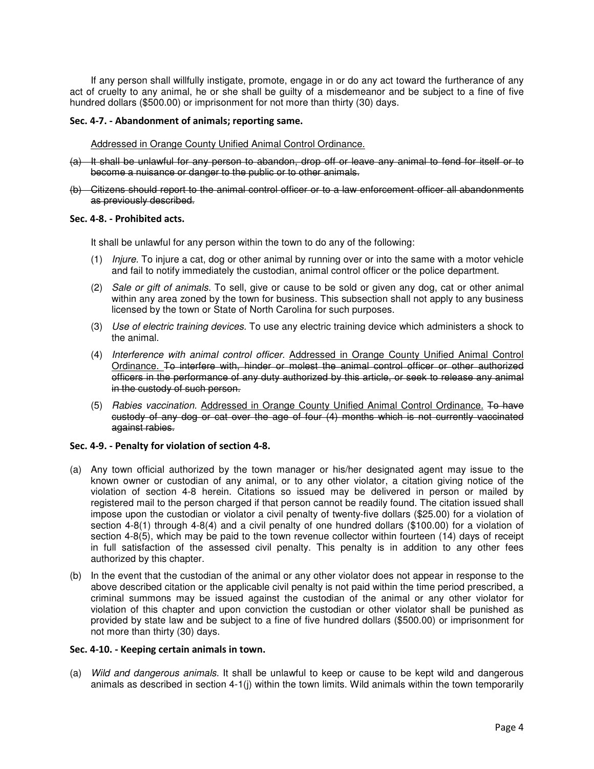If any person shall willfully instigate, promote, engage in or do any act toward the furtherance of any act of cruelty to any animal, he or she shall be guilty of a misdemeanor and be subject to a fine of five hundred dollars ($500.00) or imprisonment for not more than thirty (30) days.

### Sec. 4-7. - Abandonment of animals; reporting same.

<u>Addressed in Orange County Unified Animal Control Ordinance.</u>

~~(a) It shall be unlawful for any person to abandon, drop off or leave any animal to fend for itself or to become a nuisance or danger to the public or to other animals.~~

~~(b) Citizens should report to the animal control officer or to a law enforcement officer all abandonments as previously described.~~

### Sec. 4-8. - Prohibited acts.

It shall be unlawful for any person within the town to do any of the following:

(1) *Injure.* To injure a cat, dog or other animal by running over or into the same with a motor vehicle and fail to notify immediately the custodian, animal control officer or the police department.

(2) *Sale or gift of animals.* To sell, give or cause to be sold or given any dog, cat or other animal within any area zoned by the town for business. This subsection shall not apply to any business licensed by the town or State of North Carolina for such purposes.

(3) *Use of electric training devices.* To use any electric training device which administers a shock to the animal.

(4) *Interference with animal control officer.* <u>Addressed in Orange County Unified Animal Control Ordinance.</u> ~~To interfere with, hinder or molest the animal control officer or other authorized officers in the performance of any duty authorized by this article, or seek to release any animal in the custody of such person.~~

(5) *Rabies vaccination.* <u>Addressed in Orange County Unified Animal Control Ordinance.</u> ~~To have custody of any dog or cat over the age of four (4) months which is not currently vaccinated against rabies.~~

### Sec. 4-9. - Penalty for violation of section 4-8.

(a) Any town official authorized by the town manager or his/her designated agent may issue to the known owner or custodian of any animal, or to any other violator, a citation giving notice of the violation of section 4-8 herein. Citations so issued may be delivered in person or mailed by registered mail to the person charged if that person cannot be readily found. The citation issued shall impose upon the custodian or violator a civil penalty of twenty-five dollars ($25.00) for a violation of section 4-8(1) through 4-8(4) and a civil penalty of one hundred dollars ($100.00) for a violation of section 4-8(5), which may be paid to the town revenue collector within fourteen (14) days of receipt in full satisfaction of the assessed civil penalty. This penalty is in addition to any other fees authorized by this chapter.

(b) In the event that the custodian of the animal or any other violator does not appear in response to the above described citation or the applicable civil penalty is not paid within the time period prescribed, a criminal summons may be issued against the custodian of the animal or any other violator for violation of this chapter and upon conviction the custodian or other violator shall be punished as provided by state law and be subject to a fine of five hundred dollars ($500.00) or imprisonment for not more than thirty (30) days.

### Sec. 4-10. - Keeping certain animals in town.

(a) *Wild and dangerous animals.* It shall be unlawful to keep or cause to be kept wild and dangerous animals as described in section 4-1(j) within the town limits. Wild animals within the town temporarily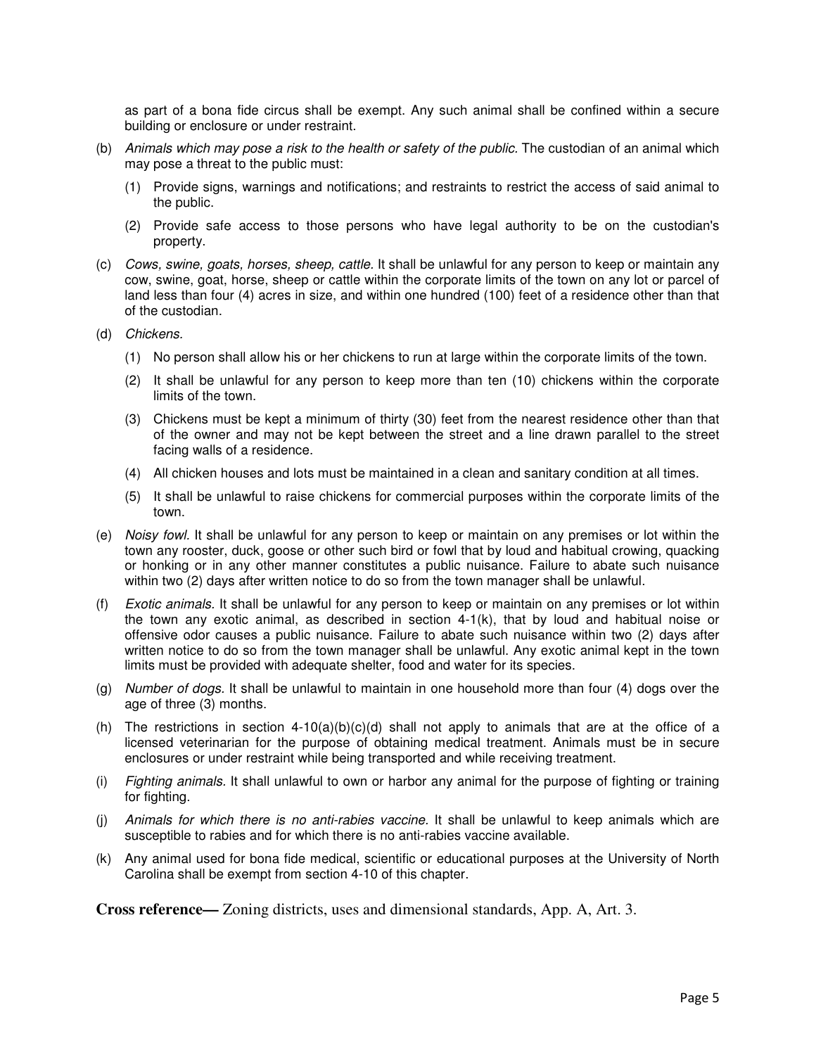as part of a bona fide circus shall be exempt. Any such animal shall be confined within a secure building or enclosure or under restraint.

(b) *Animals which may pose a risk to the health or safety of the public.* The custodian of an animal which may pose a threat to the public must:

(1) Provide signs, warnings and notifications; and restraints to restrict the access of said animal to the public.

(2) Provide safe access to those persons who have legal authority to be on the custodian's property.

(c) *Cows, swine, goats, horses, sheep, cattle.* It shall be unlawful for any person to keep or maintain any cow, swine, goat, horse, sheep or cattle within the corporate limits of the town on any lot or parcel of land less than four (4) acres in size, and within one hundred (100) feet of a residence other than that of the custodian.

(d) *Chickens.*

(1) No person shall allow his or her chickens to run at large within the corporate limits of the town.

(2) It shall be unlawful for any person to keep more than ten (10) chickens within the corporate limits of the town.

(3) Chickens must be kept a minimum of thirty (30) feet from the nearest residence other than that of the owner and may not be kept between the street and a line drawn parallel to the street facing walls of a residence.

(4) All chicken houses and lots must be maintained in a clean and sanitary condition at all times.

(5) It shall be unlawful to raise chickens for commercial purposes within the corporate limits of the town.

(e) *Noisy fowl.* It shall be unlawful for any person to keep or maintain on any premises or lot within the town any rooster, duck, goose or other such bird or fowl that by loud and habitual crowing, quacking or honking or in any other manner constitutes a public nuisance. Failure to abate such nuisance within two (2) days after written notice to do so from the town manager shall be unlawful.

(f) *Exotic animals.* It shall be unlawful for any person to keep or maintain on any premises or lot within the town any exotic animal, as described in section 4-1(k), that by loud and habitual noise or offensive odor causes a public nuisance. Failure to abate such nuisance within two (2) days after written notice to do so from the town manager shall be unlawful. Any exotic animal kept in the town limits must be provided with adequate shelter, food and water for its species.

(g) *Number of dogs.* It shall be unlawful to maintain in one household more than four (4) dogs over the age of three (3) months.

(h) The restrictions in section 4-10(a)(b)(c)(d) shall not apply to animals that are at the office of a licensed veterinarian for the purpose of obtaining medical treatment. Animals must be in secure enclosures or under restraint while being transported and while receiving treatment.

(i) *Fighting animals.* It shall unlawful to own or harbor any animal for the purpose of fighting or training for fighting.

(j) *Animals for which there is no anti-rabies vaccine.* It shall be unlawful to keep animals which are susceptible to rabies and for which there is no anti-rabies vaccine available.

(k) Any animal used for bona fide medical, scientific or educational purposes at the University of North Carolina shall be exempt from section 4-10 of this chapter.

**Cross reference—** Zoning districts, uses and dimensional standards, App. A, Art. 3.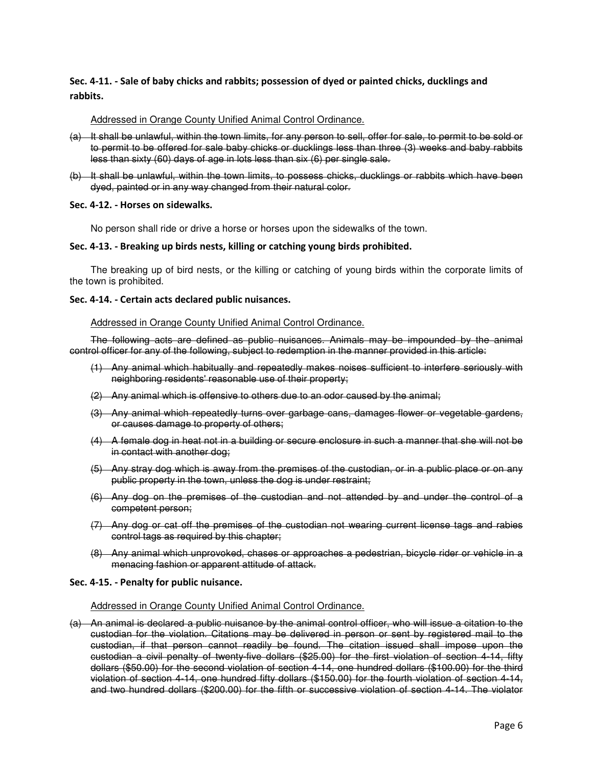### Sec. 4-11. - Sale of baby chicks and rabbits; possession of dyed or painted chicks, ducklings and rabbits.

<u>Addressed in Orange County Unified Animal Control Ordinance.</u>

~~(a) It shall be unlawful, within the town limits, for any person to sell, offer for sale, to permit to be sold or to permit to be offered for sale baby chicks or ducklings less than three (3) weeks and baby rabbits less than sixty (60) days of age in lots less than six (6) per single sale.~~

~~(b) It shall be unlawful, within the town limits, to possess chicks, ducklings or rabbits which have been dyed, painted or in any way changed from their natural color.~~

### Sec. 4-12. - Horses on sidewalks.

No person shall ride or drive a horse or horses upon the sidewalks of the town.

### Sec. 4-13. - Breaking up birds nests, killing or catching young birds prohibited.

The breaking up of bird nests, or the killing or catching of young birds within the corporate limits of the town is prohibited.

### Sec. 4-14. - Certain acts declared public nuisances.

<u>Addressed in Orange County Unified Animal Control Ordinance.</u>

~~The following acts are defined as public nuisances. Animals may be impounded by the animal control officer for any of the following, subject to redemption in the manner provided in this article:~~

~~(1) Any animal which habitually and repeatedly makes noises sufficient to interfere seriously with neighboring residents' reasonable use of their property;~~

~~(2) Any animal which is offensive to others due to an odor caused by the animal;~~

~~(3) Any animal which repeatedly turns over garbage cans, damages flower or vegetable gardens, or causes damage to property of others;~~

~~(4) A female dog in heat not in a building or secure enclosure in such a manner that she will not be in contact with another dog;~~

~~(5) Any stray dog which is away from the premises of the custodian, or in a public place or on any public property in the town, unless the dog is under restraint;~~

~~(6) Any dog on the premises of the custodian and not attended by and under the control of a competent person;~~

~~(7) Any dog or cat off the premises of the custodian not wearing current license tags and rabies control tags as required by this chapter;~~

~~(8) Any animal which unprovoked, chases or approaches a pedestrian, bicycle rider or vehicle in a menacing fashion or apparent attitude of attack.~~

### Sec. 4-15. - Penalty for public nuisance.

<u>Addressed in Orange County Unified Animal Control Ordinance.</u>

~~(a) An animal is declared a public nuisance by the animal control officer, who will issue a citation to the custodian for the violation. Citations may be delivered in person or sent by registered mail to the custodian, if that person cannot readily be found. The citation issued shall impose upon the custodian a civil penalty of twenty-five dollars ($25.00) for the first violation of section 4-14, fifty dollars ($50.00) for the second violation of section 4-14, one hundred dollars ($100.00) for the third violation of section 4-14, one hundred fifty dollars ($150.00) for the fourth violation of section 4-14, and two hundred dollars ($200.00) for the fifth or successive violation of section 4-14. The violator~~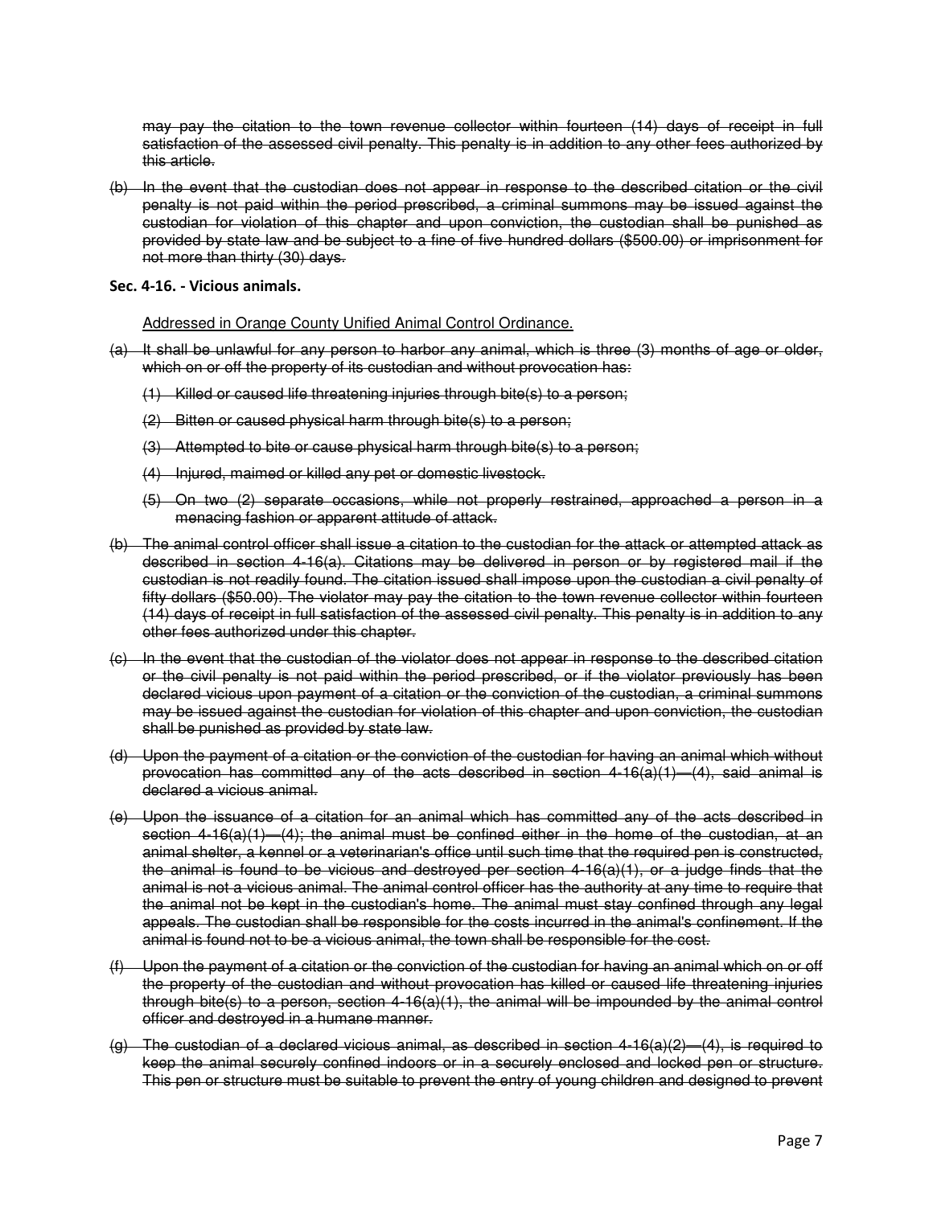~~may pay the citation to the town revenue collector within fourteen (14) days of receipt in full satisfaction of the assessed civil penalty. This penalty is in addition to any other fees authorized by this article.~~

~~(b) In the event that the custodian does not appear in response to the described citation or the civil penalty is not paid within the period prescribed, a criminal summons may be issued against the custodian for violation of this chapter and upon conviction, the custodian shall be punished as provided by state law and be subject to a fine of five hundred dollars ($500.00) or imprisonment for not more than thirty (30) days.~~

**Sec. 4-16. - Vicious animals.**

<u>Addressed in Orange County Unified Animal Control Ordinance.</u>

~~(a) It shall be unlawful for any person to harbor any animal, which is three (3) months of age or older, which on or off the property of its custodian and without provocation has:~~

~~(1) Killed or caused life threatening injuries through bite(s) to a person;~~

~~(2) Bitten or caused physical harm through bite(s) to a person;~~

~~(3) Attempted to bite or cause physical harm through bite(s) to a person;~~

~~(4) Injured, maimed or killed any pet or domestic livestock.~~

~~(5) On two (2) separate occasions, while not properly restrained, approached a person in a menacing fashion or apparent attitude of attack.~~

~~(b) The animal control officer shall issue a citation to the custodian for the attack or attempted attack as described in section 4-16(a). Citations may be delivered in person or by registered mail if the custodian is not readily found. The citation issued shall impose upon the custodian a civil penalty of fifty dollars ($50.00). The violator may pay the citation to the town revenue collector within fourteen (14) days of receipt in full satisfaction of the assessed civil penalty. This penalty is in addition to any other fees authorized under this chapter.~~

~~(c) In the event that the custodian of the violator does not appear in response to the described citation or the civil penalty is not paid within the period prescribed, or if the violator previously has been declared vicious upon payment of a citation or the conviction of the custodian, a criminal summons may be issued against the custodian for violation of this chapter and upon conviction, the custodian shall be punished as provided by state law.~~

~~(d) Upon the payment of a citation or the conviction of the custodian for having an animal which without provocation has committed any of the acts described in section 4-16(a)(1)—(4), said animal is declared a vicious animal.~~

~~(e) Upon the issuance of a citation for an animal which has committed any of the acts described in section 4-16(a)(1)—(4); the animal must be confined either in the home of the custodian, at an animal shelter, a kennel or a veterinarian's office until such time that the required pen is constructed, the animal is found to be vicious and destroyed per section 4-16(a)(1), or a judge finds that the animal is not a vicious animal. The animal control officer has the authority at any time to require that the animal not be kept in the custodian's home. The animal must stay confined through any legal appeals. The custodian shall be responsible for the costs incurred in the animal's confinement. If the animal is found not to be a vicious animal, the town shall be responsible for the cost.~~

~~(f) Upon the payment of a citation or the conviction of the custodian for having an animal which on or off the property of the custodian and without provocation has killed or caused life threatening injuries through bite(s) to a person, section 4-16(a)(1), the animal will be impounded by the animal control officer and destroyed in a humane manner.~~

~~(g) The custodian of a declared vicious animal, as described in section 4-16(a)(2)—(4), is required to keep the animal securely confined indoors or in a securely enclosed and locked pen or structure. This pen or structure must be suitable to prevent the entry of young children and designed to prevent~~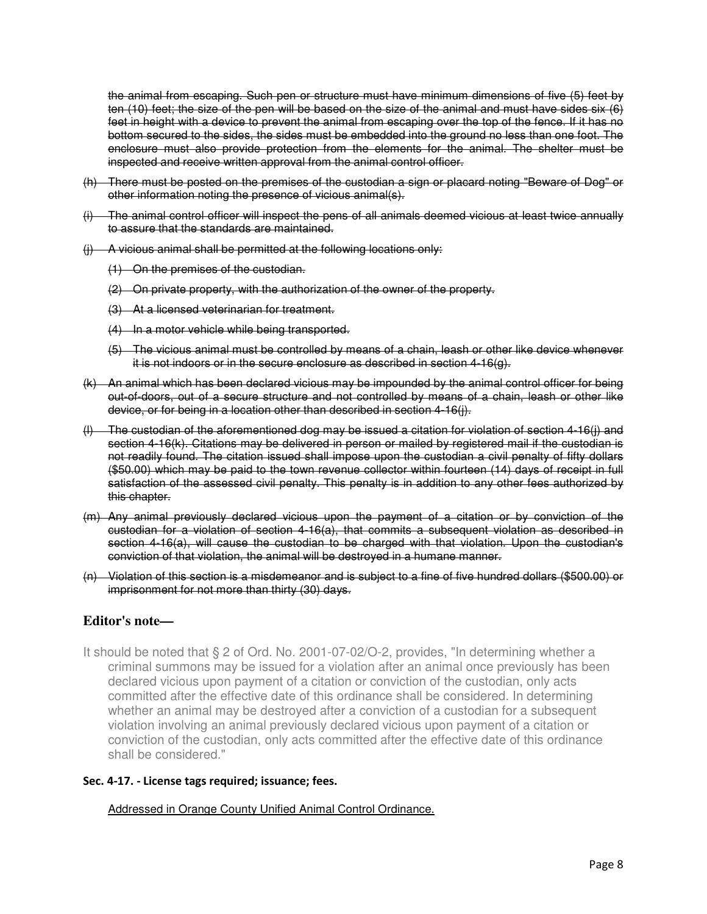~~the animal from escaping. Such pen or structure must have minimum dimensions of five (5) feet by ten (10) feet; the size of the pen will be based on the size of the animal and must have sides six (6) feet in height with a device to prevent the animal from escaping over the top of the fence. If it has no bottom secured to the sides, the sides must be embedded into the ground no less than one foot. The enclosure must also provide protection from the elements for the animal. The shelter must be inspected and receive written approval from the animal control officer.~~

~~(h) There must be posted on the premises of the custodian a sign or placard noting "Beware of Dog" or other information noting the presence of vicious animal(s).~~

~~(i) The animal control officer will inspect the pens of all animals deemed vicious at least twice annually to assure that the standards are maintained.~~

~~(j) A vicious animal shall be permitted at the following locations only:~~

~~(1) On the premises of the custodian.~~

~~(2) On private property, with the authorization of the owner of the property.~~

~~(3) At a licensed veterinarian for treatment.~~

~~(4) In a motor vehicle while being transported.~~

~~(5) The vicious animal must be controlled by means of a chain, leash or other like device whenever it is not indoors or in the secure enclosure as described in section 4-16(g).~~

~~(k) An animal which has been declared vicious may be impounded by the animal control officer for being out-of-doors, out of a secure structure and not controlled by means of a chain, leash or other like device, or for being in a location other than described in section 4-16(j).~~

~~(l) The custodian of the aforementioned dog may be issued a citation for violation of section 4-16(j) and section 4-16(k). Citations may be delivered in person or mailed by registered mail if the custodian is not readily found. The citation issued shall impose upon the custodian a civil penalty of fifty dollars ($50.00) which may be paid to the town revenue collector within fourteen (14) days of receipt in full satisfaction of the assessed civil penalty. This penalty is in addition to any other fees authorized by this chapter.~~

~~(m) Any animal previously declared vicious upon the payment of a citation or by conviction of the custodian for a violation of section 4-16(a), that commits a subsequent violation as described in section 4-16(a), will cause the custodian to be charged with that violation. Upon the custodian's conviction of that violation, the animal will be destroyed in a humane manner.~~

~~(n) Violation of this section is a misdemeanor and is subject to a fine of five hundred dollars ($500.00) or imprisonment for not more than thirty (30) days.~~

## Editor's note—

It should be noted that § 2 of Ord. No. 2001-07-02/O-2, provides, "In determining whether a criminal summons may be issued for a violation after an animal once previously has been declared vicious upon payment of a citation or conviction of the custodian, only acts committed after the effective date of this ordinance shall be considered. In determining whether an animal may be destroyed after a conviction of a custodian for a subsequent violation involving an animal previously declared vicious upon payment of a citation or conviction of the custodian, only acts committed after the effective date of this ordinance shall be considered."

**Sec. 4-17. - License tags required; issuance; fees.**

Addressed in Orange County Unified Animal Control Ordinance.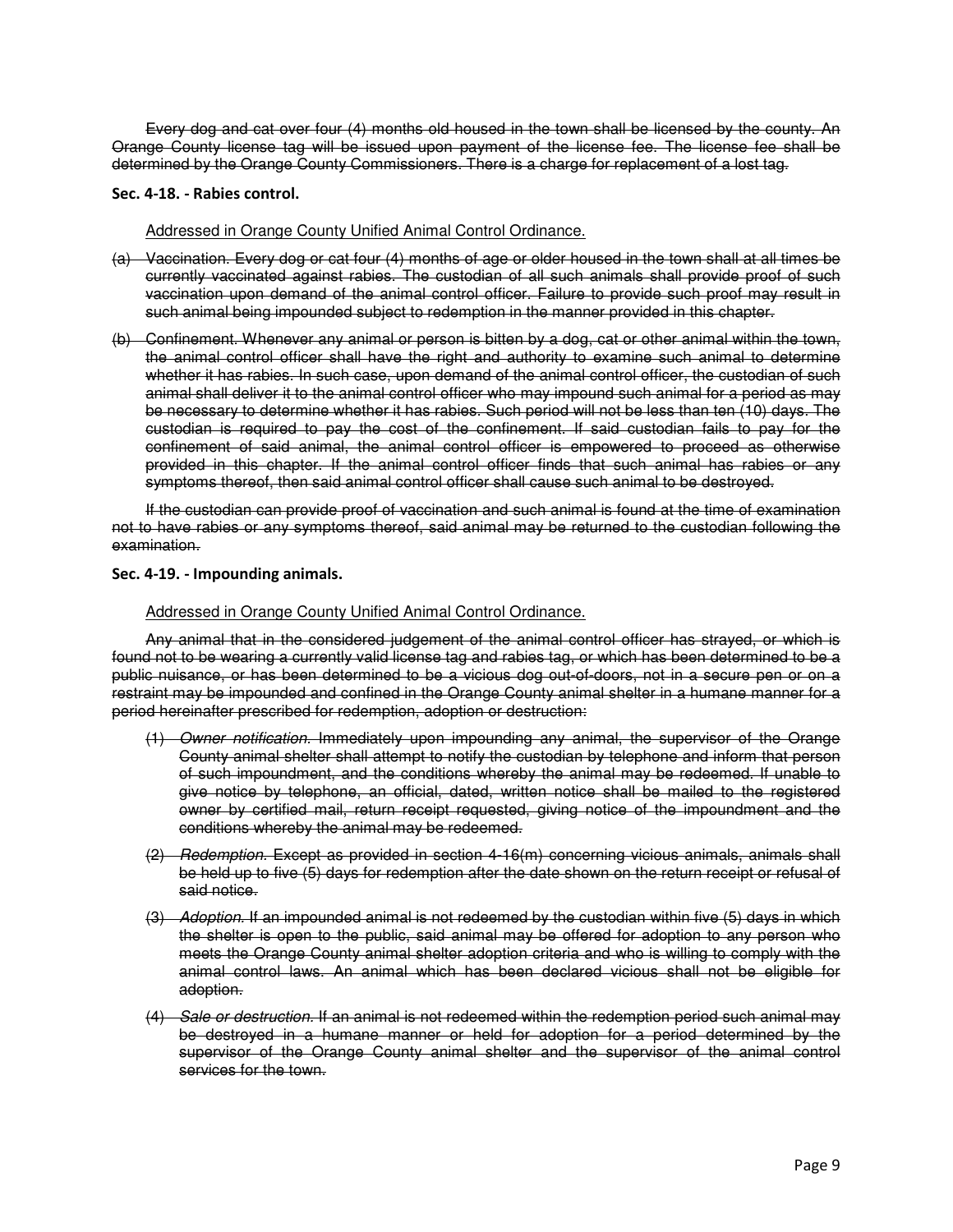~~Every dog and cat over four (4) months old housed in the town shall be licensed by the county. An Orange County license tag will be issued upon payment of the license fee. The license fee shall be determined by the Orange County Commissioners. There is a charge for replacement of a lost tag.~~

**Sec. 4-18. - Rabies control.**

<u>Addressed in Orange County Unified Animal Control Ordinance.</u>

~~(a) Vaccination. Every dog or cat four (4) months of age or older housed in the town shall at all times be currently vaccinated against rabies. The custodian of all such animals shall provide proof of such vaccination upon demand of the animal control officer. Failure to provide such proof may result in such animal being impounded subject to redemption in the manner provided in this chapter.~~

~~(b) Confinement. Whenever any animal or person is bitten by a dog, cat or other animal within the town, the animal control officer shall have the right and authority to examine such animal to determine whether it has rabies. In such case, upon demand of the animal control officer, the custodian of such animal shall deliver it to the animal control officer who may impound such animal for a period as may be necessary to determine whether it has rabies. Such period will not be less than ten (10) days. The custodian is required to pay the cost of the confinement. If said custodian fails to pay for the confinement of said animal, the animal control officer is empowered to proceed as otherwise provided in this chapter. If the animal control officer finds that such animal has rabies or any symptoms thereof, then said animal control officer shall cause such animal to be destroyed.~~

~~If the custodian can provide proof of vaccination and such animal is found at the time of examination not to have rabies or any symptoms thereof, said animal may be returned to the custodian following the examination.~~

**Sec. 4-19. - Impounding animals.**

<u>Addressed in Orange County Unified Animal Control Ordinance.</u>

~~Any animal that in the considered judgement of the animal control officer has strayed, or which is found not to be wearing a currently valid license tag and rabies tag, or which has been determined to be a public nuisance, or has been determined to be a vicious dog out-of-doors, not in a secure pen or on a restraint may be impounded and confined in the Orange County animal shelter in a humane manner for a period hereinafter prescribed for redemption, adoption or destruction:~~

~~(1) *Owner notification.* Immediately upon impounding any animal, the supervisor of the Orange County animal shelter shall attempt to notify the custodian by telephone and inform that person of such impoundment, and the conditions whereby the animal may be redeemed. If unable to give notice by telephone, an official, dated, written notice shall be mailed to the registered owner by certified mail, return receipt requested, giving notice of the impoundment and the conditions whereby the animal may be redeemed.~~

~~(2) *Redemption.* Except as provided in section 4-16(m) concerning vicious animals, animals shall be held up to five (5) days for redemption after the date shown on the return receipt or refusal of said notice.~~

~~(3) *Adoption.* If an impounded animal is not redeemed by the custodian within five (5) days in which the shelter is open to the public, said animal may be offered for adoption to any person who meets the Orange County animal shelter adoption criteria and who is willing to comply with the animal control laws. An animal which has been declared vicious shall not be eligible for adoption.~~

~~(4) *Sale or destruction.* If an animal is not redeemed within the redemption period such animal may be destroyed in a humane manner or held for adoption for a period determined by the supervisor of the Orange County animal shelter and the supervisor of the animal control services for the town.~~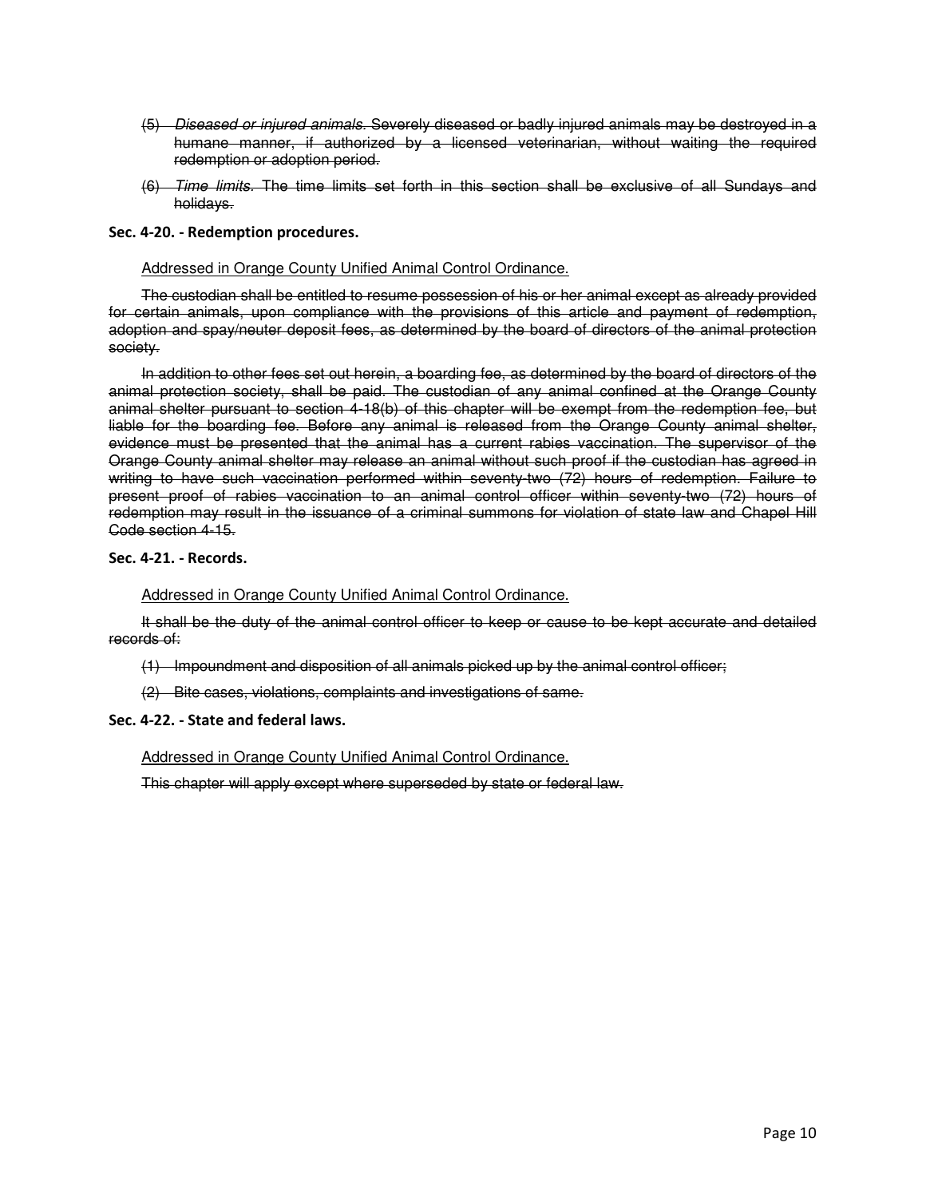~~(5) *Diseased or injured animals.* Severely diseased or badly injured animals may be destroyed in a humane manner, if authorized by a licensed veterinarian, without waiting the required redemption or adoption period.~~

~~(6) *Time limits.* The time limits set forth in this section shall be exclusive of all Sundays and holidays.~~

**Sec. 4-20. - Redemption procedures.**

<u>Addressed in Orange County Unified Animal Control Ordinance.</u>

~~The custodian shall be entitled to resume possession of his or her animal except as already provided for certain animals, upon compliance with the provisions of this article and payment of redemption, adoption and spay/neuter deposit fees, as determined by the board of directors of the animal protection society.~~

~~In addition to other fees set out herein, a boarding fee, as determined by the board of directors of the animal protection society, shall be paid. The custodian of any animal confined at the Orange County animal shelter pursuant to section 4-18(b) of this chapter will be exempt from the redemption fee, but liable for the boarding fee. Before any animal is released from the Orange County animal shelter, evidence must be presented that the animal has a current rabies vaccination. The supervisor of the Orange County animal shelter may release an animal without such proof if the custodian has agreed in writing to have such vaccination performed within seventy-two (72) hours of redemption. Failure to present proof of rabies vaccination to an animal control officer within seventy-two (72) hours of redemption may result in the issuance of a criminal summons for violation of state law and Chapel Hill Code section 4-15.~~

**Sec. 4-21. - Records.**

<u>Addressed in Orange County Unified Animal Control Ordinance.</u>

~~It shall be the duty of the animal control officer to keep or cause to be kept accurate and detailed records of:~~

~~(1) Impoundment and disposition of all animals picked up by the animal control officer;~~

~~(2) Bite cases, violations, complaints and investigations of same.~~

**Sec. 4-22. - State and federal laws.**

<u>Addressed in Orange County Unified Animal Control Ordinance.</u>

~~This chapter will apply except where superseded by state or federal law.~~